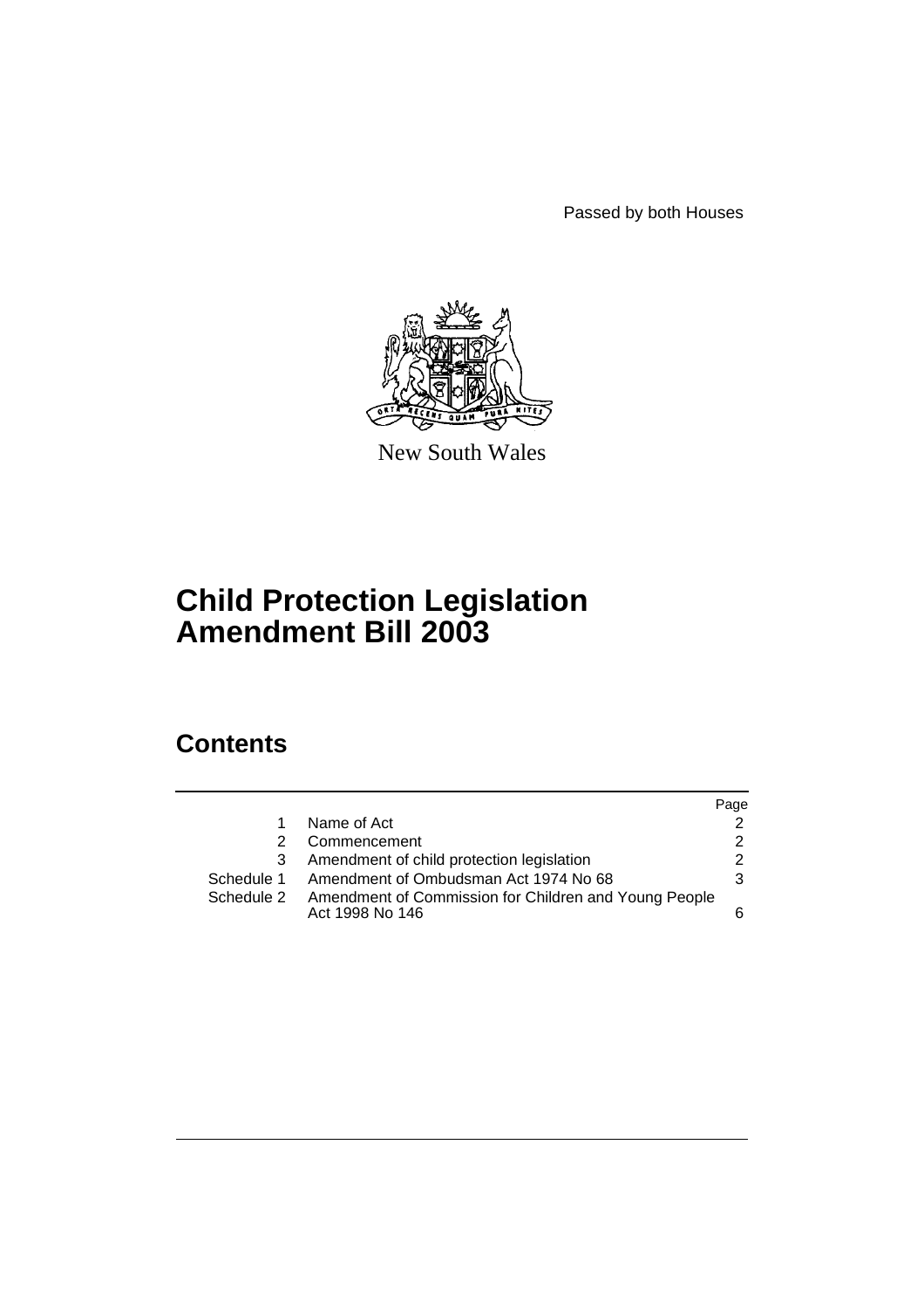Passed by both Houses

New South Wales

# Child Protection Legislation Amendment Bill 2003

## Contents

| | | Page |
|---|---|---|
| 1 | Name of Act | 2 |
| 2 | Commencement | 2 |
| 3 | Amendment of child protection legislation | 2 |
| Schedule 1 | Amendment of Ombudsman Act 1974 No 68 | 3 |
| Schedule 2 | Amendment of Commission for Children and Young People Act 1998 No 146 | 6 |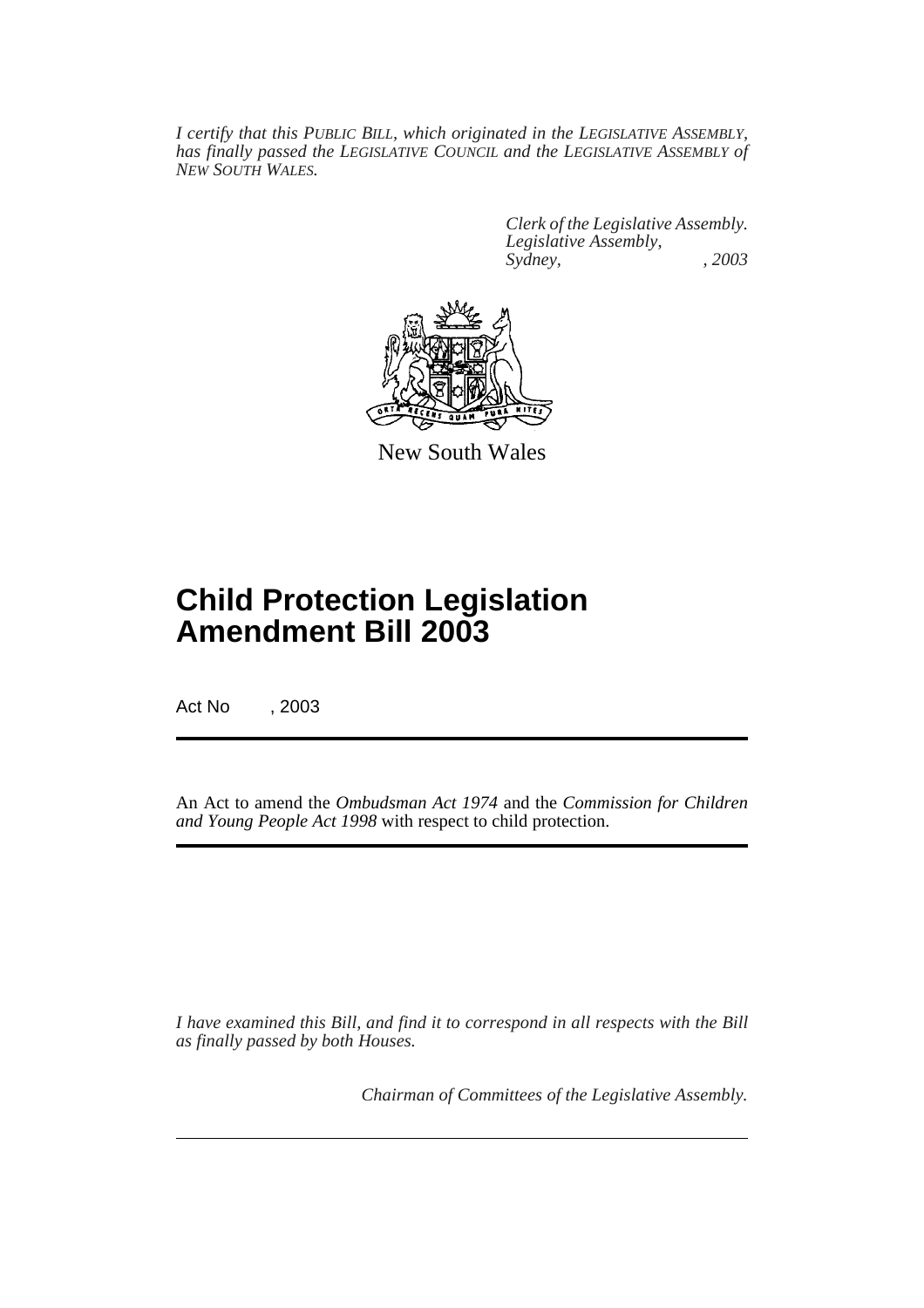*I certify that this PUBLIC BILL, which originated in the LEGISLATIVE ASSEMBLY, has finally passed the LEGISLATIVE COUNCIL and the LEGISLATIVE ASSEMBLY of NEW SOUTH WALES.*

*Clerk of the Legislative Assembly.*
*Legislative Assembly,*
*Sydney, , 2003*

New South Wales

# Child Protection Legislation Amendment Bill 2003

Act No , 2003

An Act to amend the *Ombudsman Act 1974* and the *Commission for Children and Young People Act 1998* with respect to child protection.

*I have examined this Bill, and find it to correspond in all respects with the Bill as finally passed by both Houses.*

*Chairman of Committees of the Legislative Assembly.*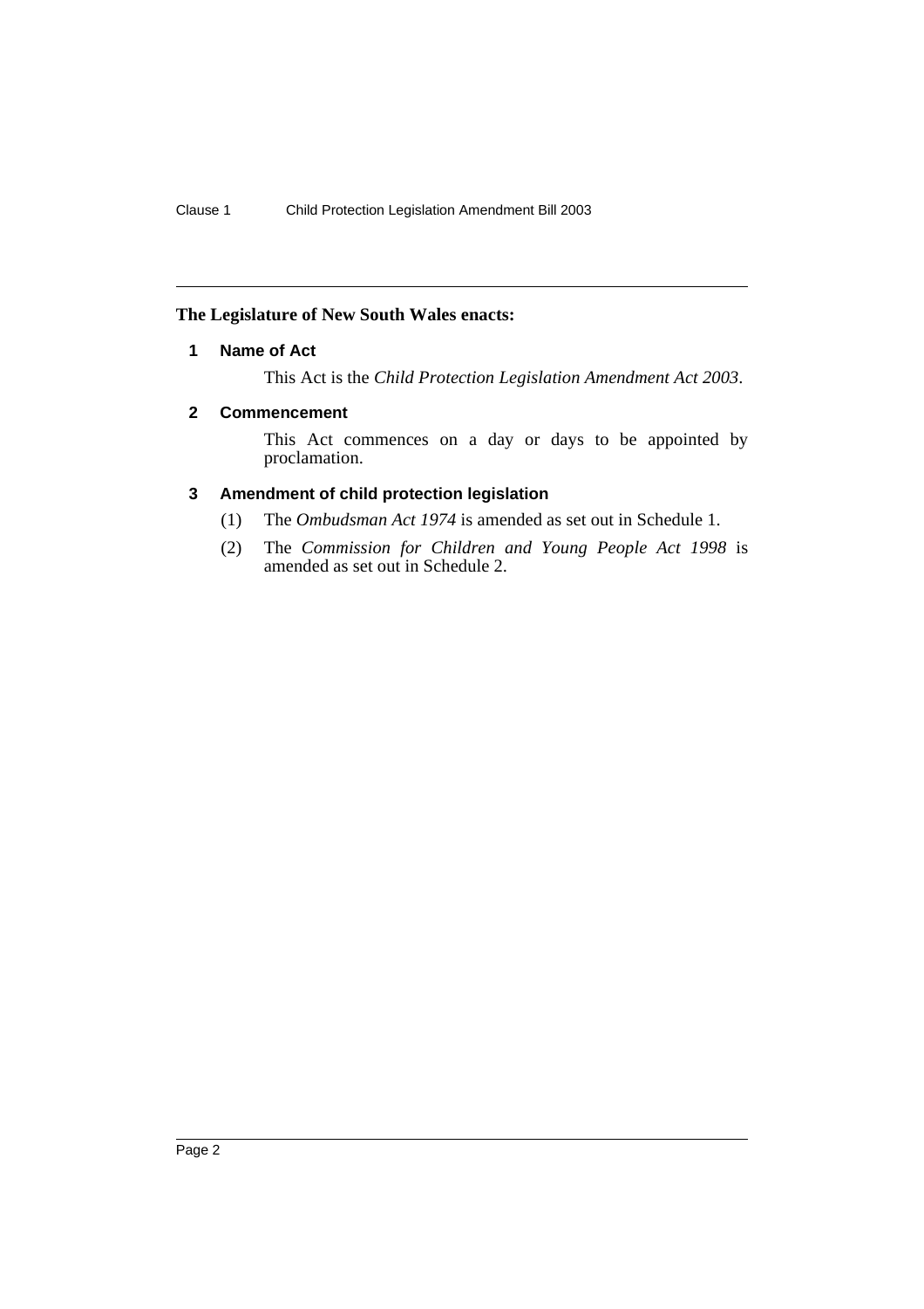**The Legislature of New South Wales enacts:**

## 1 Name of Act

This Act is the *Child Protection Legislation Amendment Act 2003*.

## 2 Commencement

This Act commences on a day or days to be appointed by proclamation.

## 3 Amendment of child protection legislation

(1) The *Ombudsman Act 1974* is amended as set out in Schedule 1.

(2) The *Commission for Children and Young People Act 1998* is amended as set out in Schedule 2.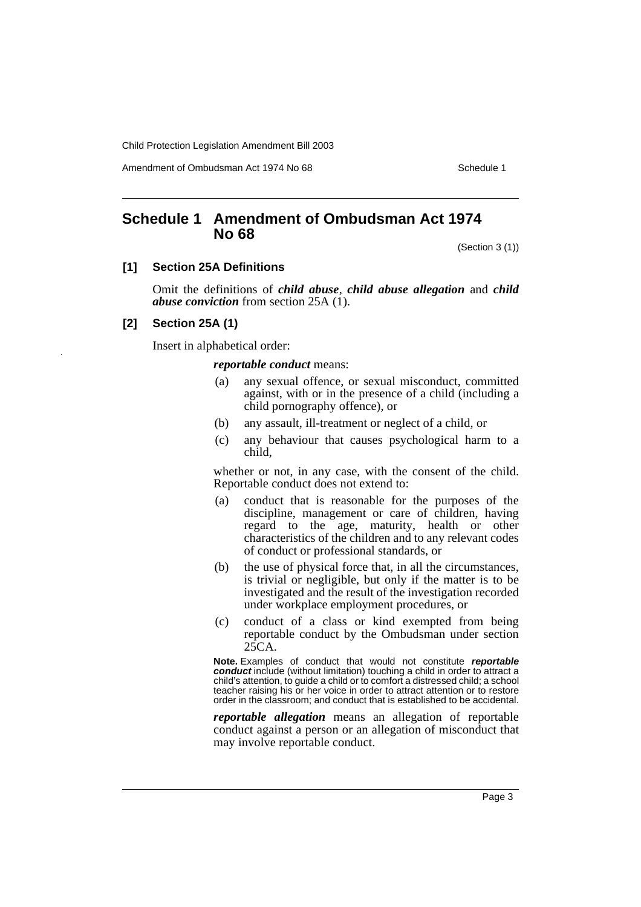# Schedule 1 Amendment of Ombudsman Act 1974 No 68

(Section 3 (1))

**[1] Section 25A Definitions**

Omit the definitions of ***child abuse***, ***child abuse allegation*** and ***child abuse conviction*** from section 25A (1).

**[2] Section 25A (1)**

Insert in alphabetical order:

***reportable conduct*** means:

(a) any sexual offence, or sexual misconduct, committed against, with or in the presence of a child (including a child pornography offence), or

(b) any assault, ill-treatment or neglect of a child, or

(c) any behaviour that causes psychological harm to a child,

whether or not, in any case, with the consent of the child. Reportable conduct does not extend to:

(a) conduct that is reasonable for the purposes of the discipline, management or care of children, having regard to the age, maturity, health or other characteristics of the children and to any relevant codes of conduct or professional standards, or

(b) the use of physical force that, in all the circumstances, is trivial or negligible, but only if the matter is to be investigated and the result of the investigation recorded under workplace employment procedures, or

(c) conduct of a class or kind exempted from being reportable conduct by the Ombudsman under section 25CA.

**Note.** Examples of conduct that would not constitute ***reportable conduct*** include (without limitation) touching a child in order to attract a child's attention, to guide a child or to comfort a distressed child; a school teacher raising his or her voice in order to attract attention or to restore order in the classroom; and conduct that is established to be accidental.

***reportable allegation*** means an allegation of reportable conduct against a person or an allegation of misconduct that may involve reportable conduct.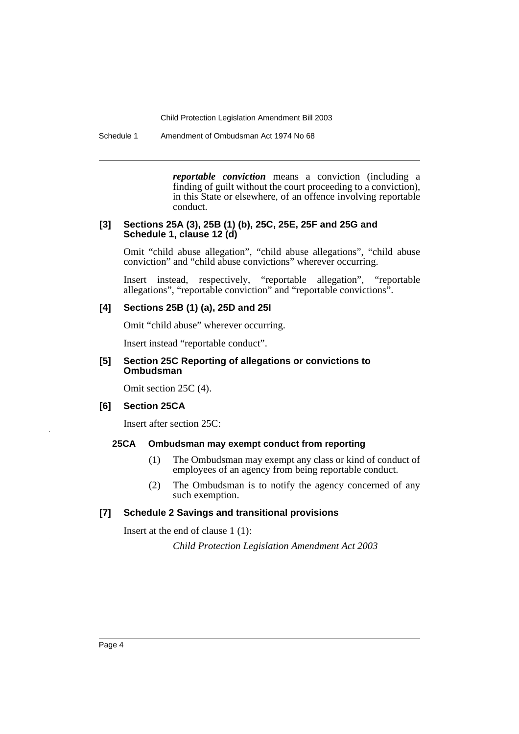***reportable conviction*** means a conviction (including a finding of guilt without the court proceeding to a conviction), in this State or elsewhere, of an offence involving reportable conduct.

**[3] Sections 25A (3), 25B (1) (b), 25C, 25E, 25F and 25G and Schedule 1, clause 12 (d)**

Omit "child abuse allegation", "child abuse allegations", "child abuse conviction" and "child abuse convictions" wherever occurring.

Insert instead, respectively, "reportable allegation", "reportable allegations", "reportable conviction" and "reportable convictions".

**[4] Sections 25B (1) (a), 25D and 25I**

Omit "child abuse" wherever occurring.

Insert instead "reportable conduct".

**[5] Section 25C Reporting of allegations or convictions to Ombudsman**

Omit section 25C (4).

**[6] Section 25CA**

Insert after section 25C:

**25CA Ombudsman may exempt conduct from reporting**

(1) The Ombudsman may exempt any class or kind of conduct of employees of an agency from being reportable conduct.

(2) The Ombudsman is to notify the agency concerned of any such exemption.

**[7] Schedule 2 Savings and transitional provisions**

Insert at the end of clause 1 (1):

*Child Protection Legislation Amendment Act 2003*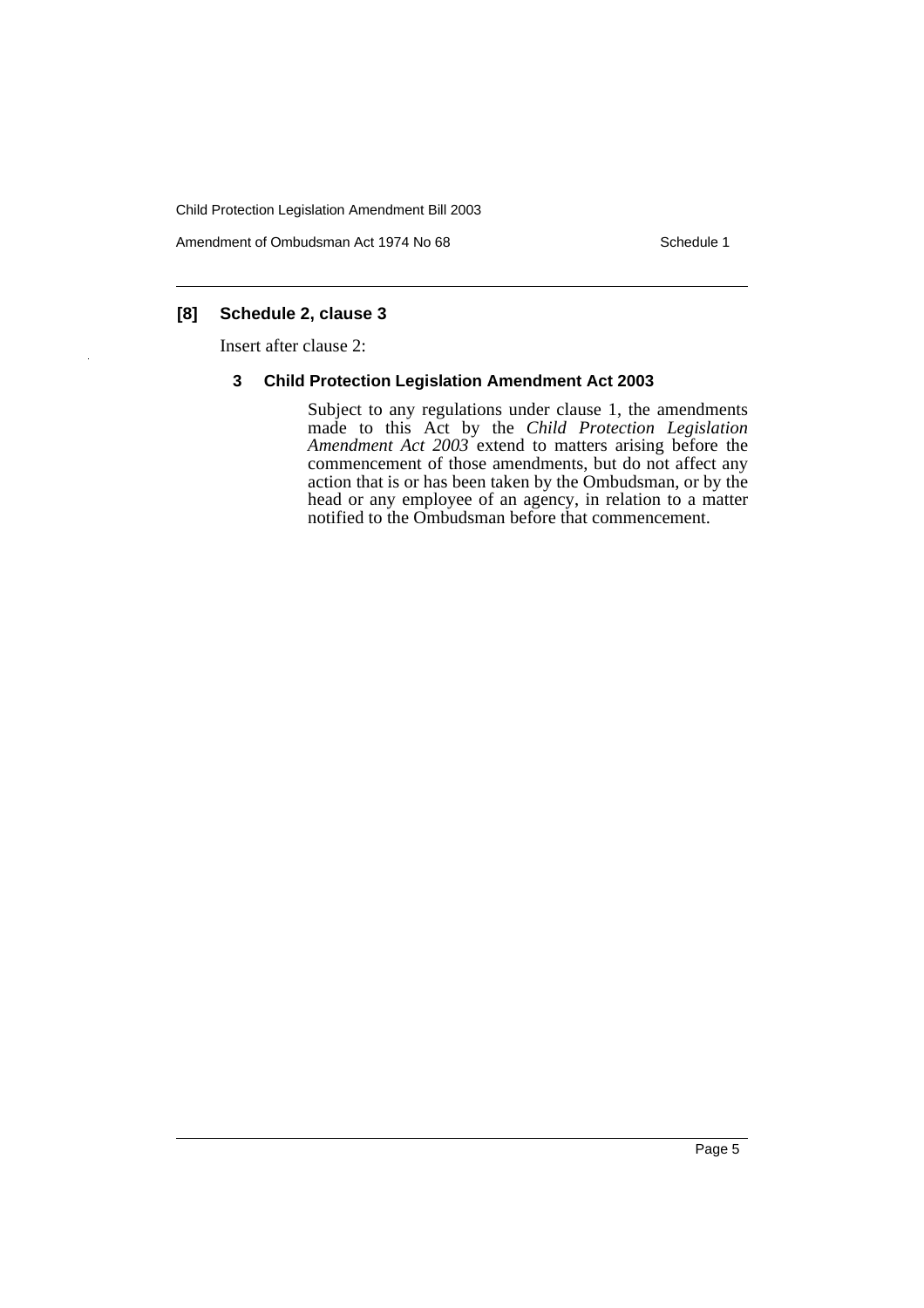**[8] Schedule 2, clause 3**

Insert after clause 2:

**3 Child Protection Legislation Amendment Act 2003**

Subject to any regulations under clause 1, the amendments made to this Act by the *Child Protection Legislation Amendment Act 2003* extend to matters arising before the commencement of those amendments, but do not affect any action that is or has been taken by the Ombudsman, or by the head or any employee of an agency, in relation to a matter notified to the Ombudsman before that commencement.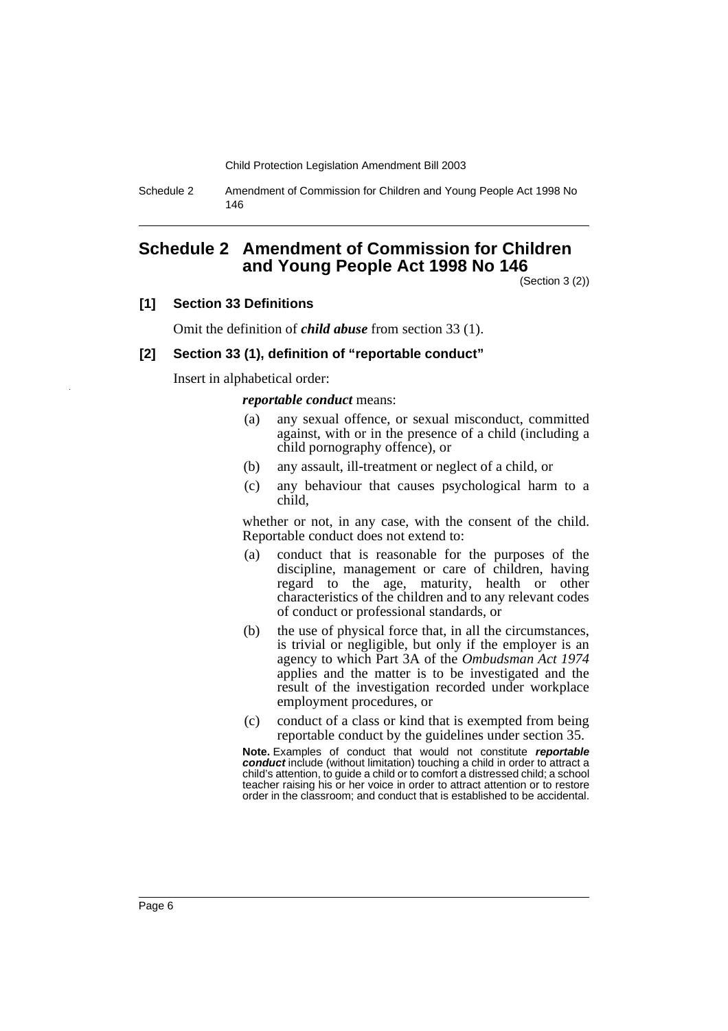# Schedule 2 Amendment of Commission for Children and Young People Act 1998 No 146

(Section 3 (2))

### [1] Section 33 Definitions

Omit the definition of ***child abuse*** from section 33 (1).

### [2] Section 33 (1), definition of "reportable conduct"

Insert in alphabetical order:

***reportable conduct*** means:

(a) any sexual offence, or sexual misconduct, committed against, with or in the presence of a child (including a child pornography offence), or

(b) any assault, ill-treatment or neglect of a child, or

(c) any behaviour that causes psychological harm to a child,

whether or not, in any case, with the consent of the child. Reportable conduct does not extend to:

(a) conduct that is reasonable for the purposes of the discipline, management or care of children, having regard to the age, maturity, health or other characteristics of the children and to any relevant codes of conduct or professional standards, or

(b) the use of physical force that, in all the circumstances, is trivial or negligible, but only if the employer is an agency to which Part 3A of the *Ombudsman Act 1974* applies and the matter is to be investigated and the result of the investigation recorded under workplace employment procedures, or

(c) conduct of a class or kind that is exempted from being reportable conduct by the guidelines under section 35.

**Note.** Examples of conduct that would not constitute ***reportable conduct*** include (without limitation) touching a child in order to attract a child's attention, to guide a child or to comfort a distressed child; a school teacher raising his or her voice in order to attract attention or to restore order in the classroom; and conduct that is established to be accidental.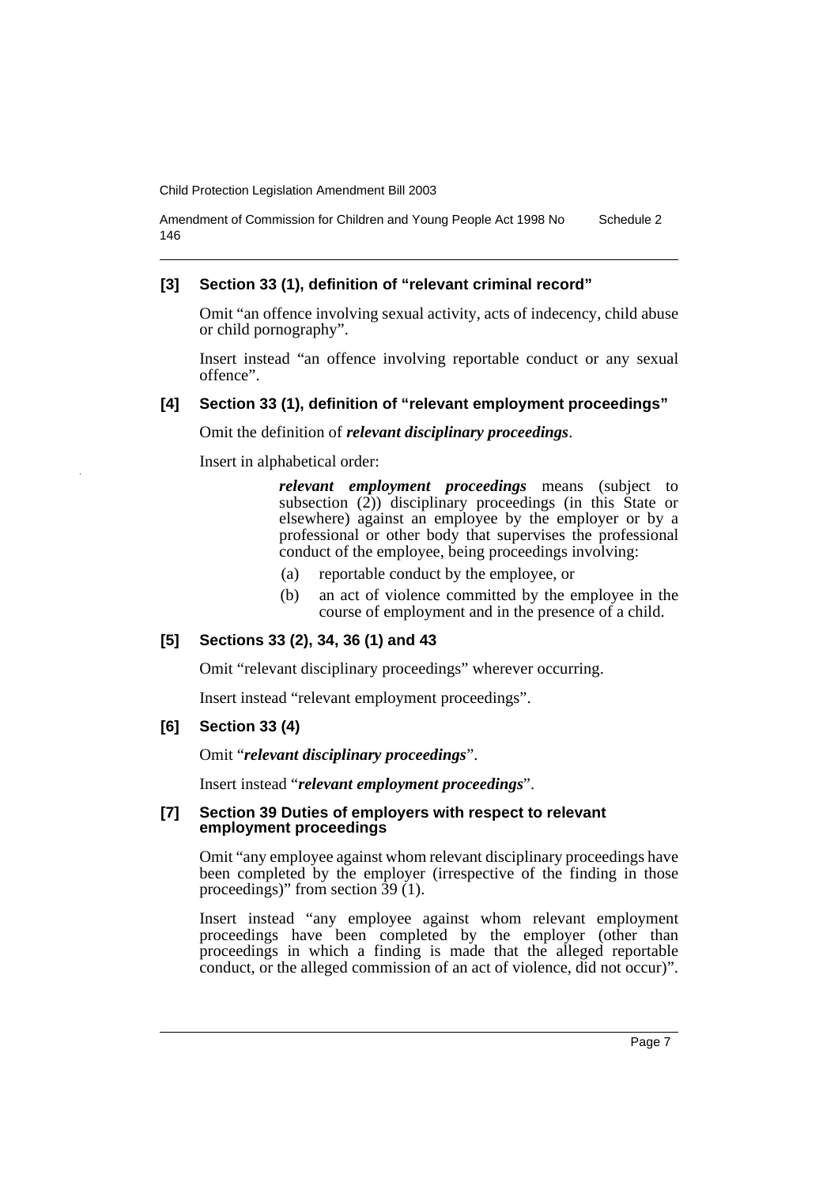#### [3] Section 33 (1), definition of "relevant criminal record"

Omit "an offence involving sexual activity, acts of indecency, child abuse or child pornography".

Insert instead "an offence involving reportable conduct or any sexual offence".

#### [4] Section 33 (1), definition of "relevant employment proceedings"

Omit the definition of ***relevant disciplinary proceedings***.

Insert in alphabetical order:

> ***relevant employment proceedings*** means (subject to subsection (2)) disciplinary proceedings (in this State or elsewhere) against an employee by the employer or by a professional or other body that supervises the professional conduct of the employee, being proceedings involving:
>
> (a) reportable conduct by the employee, or
>
> (b) an act of violence committed by the employee in the course of employment and in the presence of a child.

#### [5] Sections 33 (2), 34, 36 (1) and 43

Omit "relevant disciplinary proceedings" wherever occurring.

Insert instead "relevant employment proceedings".

#### [6] Section 33 (4)

Omit "***relevant disciplinary proceedings***".

Insert instead "***relevant employment proceedings***".

#### [7] Section 39 Duties of employers with respect to relevant employment proceedings

Omit "any employee against whom relevant disciplinary proceedings have been completed by the employer (irrespective of the finding in those proceedings)" from section 39 (1).

Insert instead "any employee against whom relevant employment proceedings have been completed by the employer (other than proceedings in which a finding is made that the alleged reportable conduct, or the alleged commission of an act of violence, did not occur)".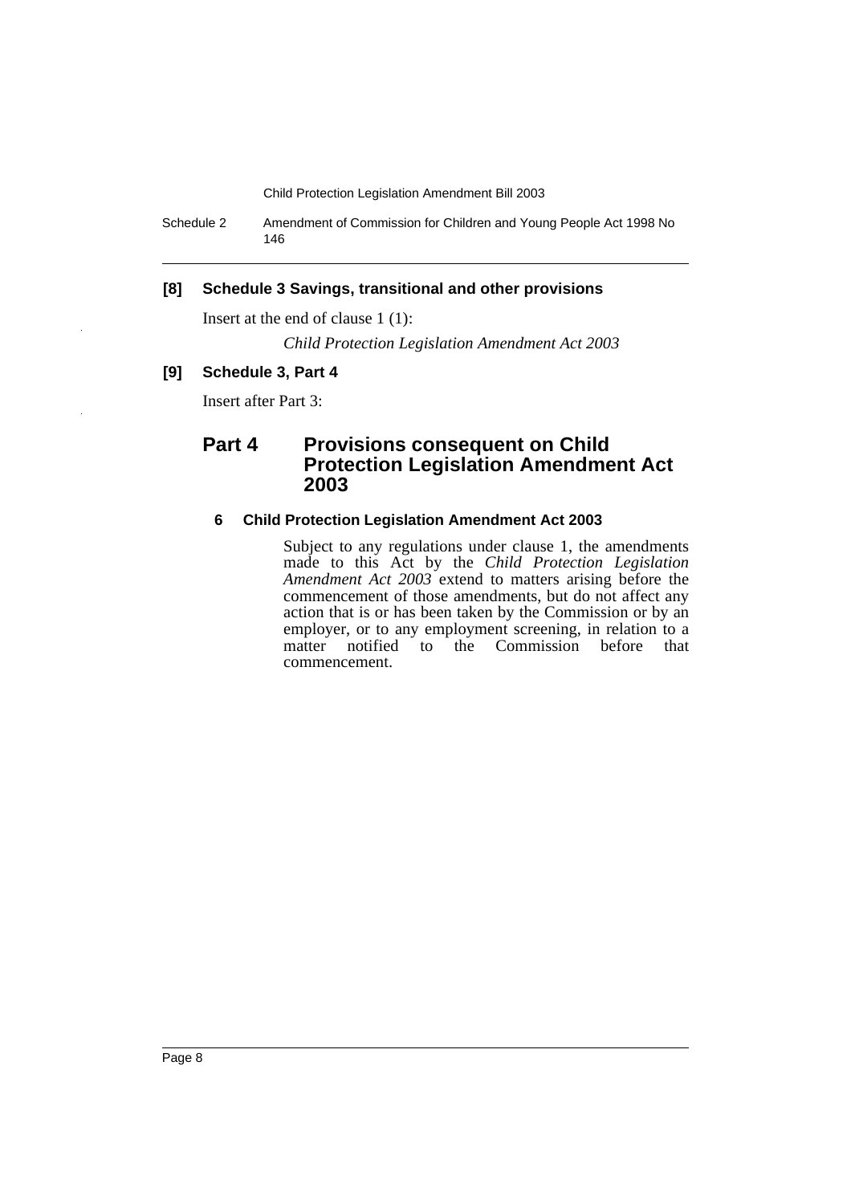### [8] Schedule 3 Savings, transitional and other provisions

Insert at the end of clause 1 (1):

*Child Protection Legislation Amendment Act 2003*

### [9] Schedule 3, Part 4

Insert after Part 3:

## Part 4 Provisions consequent on Child Protection Legislation Amendment Act 2003

### 6 Child Protection Legislation Amendment Act 2003

Subject to any regulations under clause 1, the amendments made to this Act by the *Child Protection Legislation Amendment Act 2003* extend to matters arising before the commencement of those amendments, but do not affect any action that is or has been taken by the Commission or by an employer, or to any employment screening, in relation to a matter notified to the Commission before that commencement.